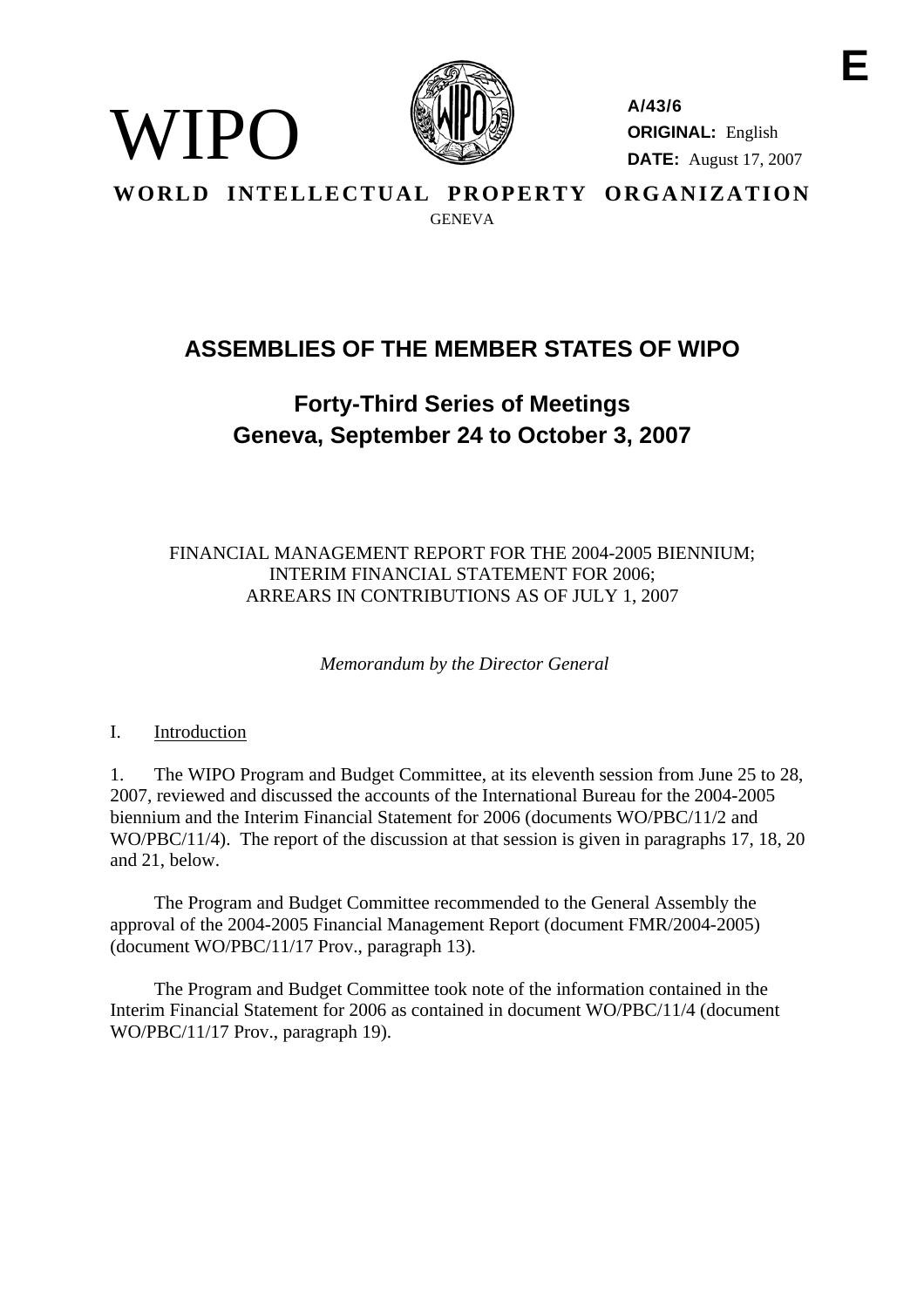**E**

WIPO

**A/43/6**
**ORIGINAL:** English
**DATE:** August 17, 2007

**WORLD INTELLECTUAL PROPERTY ORGANIZATION**
GENEVA

# ASSEMBLIES OF THE MEMBER STATES OF WIPO

## Forty-Third Series of Meetings
## Geneva, September 24 to October 3, 2007

FINANCIAL MANAGEMENT REPORT FOR THE 2004-2005 BIENNIUM;
INTERIM FINANCIAL STATEMENT FOR 2006;
ARREARS IN CONTRIBUTIONS AS OF JULY 1, 2007

*Memorandum by the Director General*

I. Introduction

1. The WIPO Program and Budget Committee, at its eleventh session from June 25 to 28, 2007, reviewed and discussed the accounts of the International Bureau for the 2004-2005 biennium and the Interim Financial Statement for 2006 (documents WO/PBC/11/2 and WO/PBC/11/4). The report of the discussion at that session is given in paragraphs 17, 18, 20 and 21, below.

The Program and Budget Committee recommended to the General Assembly the approval of the 2004-2005 Financial Management Report (document FMR/2004-2005) (document WO/PBC/11/17 Prov., paragraph 13).

The Program and Budget Committee took note of the information contained in the Interim Financial Statement for 2006 as contained in document WO/PBC/11/4 (document WO/PBC/11/17 Prov., paragraph 19).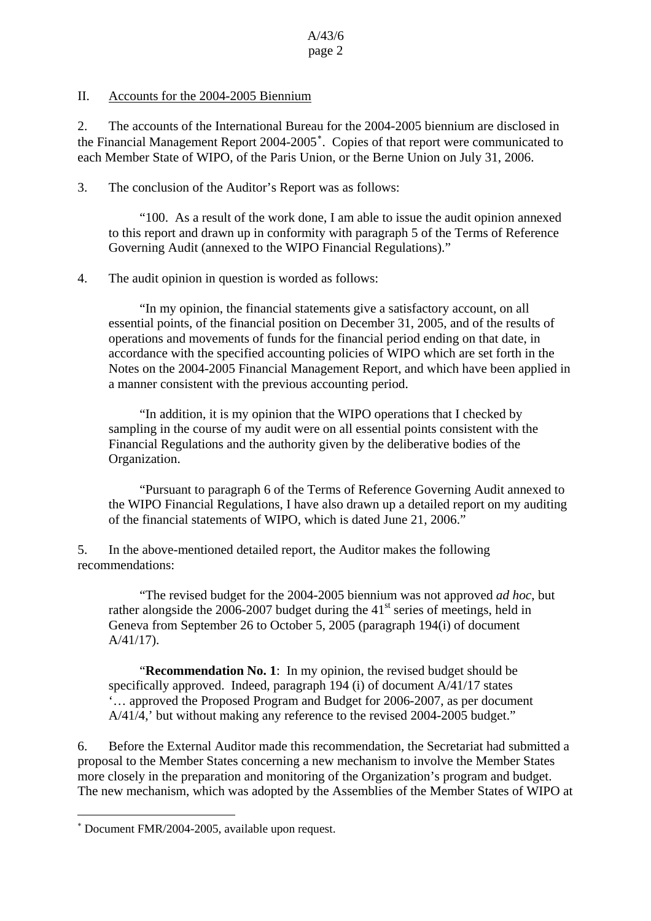## II. Accounts for the 2004-2005 Biennium

2. The accounts of the International Bureau for the 2004-2005 biennium are disclosed in the Financial Management Report 2004-2005[*]. Copies of that report were communicated to each Member State of WIPO, of the Paris Union, or the Berne Union on July 31, 2006.

3. The conclusion of the Auditor's Report was as follows:

> "100. As a result of the work done, I am able to issue the audit opinion annexed to this report and drawn up in conformity with paragraph 5 of the Terms of Reference Governing Audit (annexed to the WIPO Financial Regulations)."

4. The audit opinion in question is worded as follows:

> "In my opinion, the financial statements give a satisfactory account, on all essential points, of the financial position on December 31, 2005, and of the results of operations and movements of funds for the financial period ending on that date, in accordance with the specified accounting policies of WIPO which are set forth in the Notes on the 2004-2005 Financial Management Report, and which have been applied in a manner consistent with the previous accounting period.
>
> "In addition, it is my opinion that the WIPO operations that I checked by sampling in the course of my audit were on all essential points consistent with the Financial Regulations and the authority given by the deliberative bodies of the Organization.
>
> "Pursuant to paragraph 6 of the Terms of Reference Governing Audit annexed to the WIPO Financial Regulations, I have also drawn up a detailed report on my auditing of the financial statements of WIPO, which is dated June 21, 2006."

5. In the above-mentioned detailed report, the Auditor makes the following recommendations:

> "The revised budget for the 2004-2005 biennium was not approved *ad hoc*, but rather alongside the 2006-2007 budget during the 41st series of meetings, held in Geneva from September 26 to October 5, 2005 (paragraph 194(i) of document A/41/17).
>
> "**Recommendation No. 1**: In my opinion, the revised budget should be specifically approved. Indeed, paragraph 194 (i) of document A/41/17 states '… approved the Proposed Program and Budget for 2006-2007, as per document A/41/4,' but without making any reference to the revised 2004-2005 budget."

6. Before the External Auditor made this recommendation, the Secretariat had submitted a proposal to the Member States concerning a new mechanism to involve the Member States more closely in the preparation and monitoring of the Organization's program and budget. The new mechanism, which was adopted by the Assemblies of the Member States of WIPO at

[*] Document FMR/2004-2005, available upon request.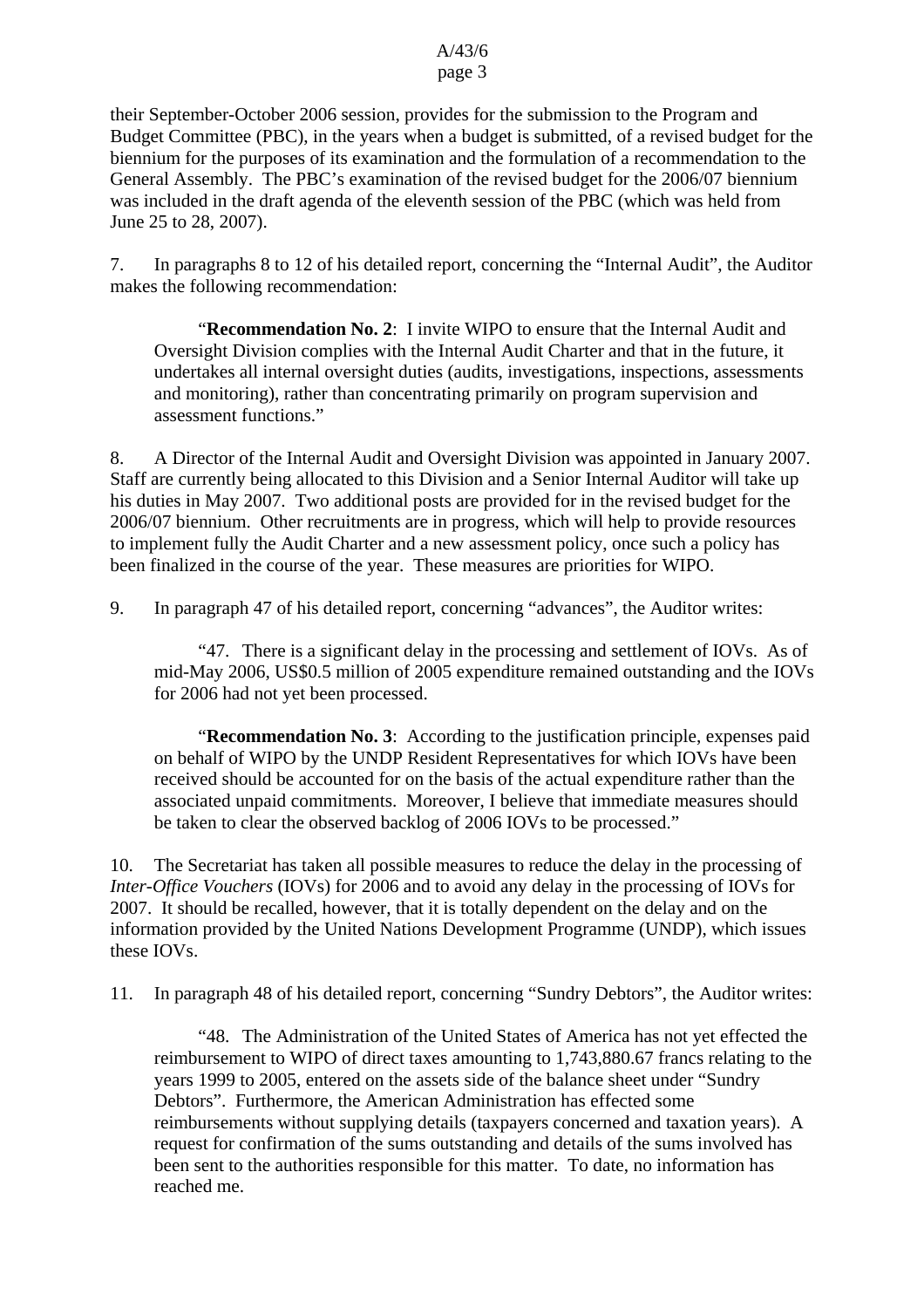their September-October 2006 session, provides for the submission to the Program and Budget Committee (PBC), in the years when a budget is submitted, of a revised budget for the biennium for the purposes of its examination and the formulation of a recommendation to the General Assembly. The PBC's examination of the revised budget for the 2006/07 biennium was included in the draft agenda of the eleventh session of the PBC (which was held from June 25 to 28, 2007).

7. In paragraphs 8 to 12 of his detailed report, concerning the "Internal Audit", the Auditor makes the following recommendation:

> "**Recommendation No. 2**: I invite WIPO to ensure that the Internal Audit and Oversight Division complies with the Internal Audit Charter and that in the future, it undertakes all internal oversight duties (audits, investigations, inspections, assessments and monitoring), rather than concentrating primarily on program supervision and assessment functions."

8. A Director of the Internal Audit and Oversight Division was appointed in January 2007. Staff are currently being allocated to this Division and a Senior Internal Auditor will take up his duties in May 2007. Two additional posts are provided for in the revised budget for the 2006/07 biennium. Other recruitments are in progress, which will help to provide resources to implement fully the Audit Charter and a new assessment policy, once such a policy has been finalized in the course of the year. These measures are priorities for WIPO.

9. In paragraph 47 of his detailed report, concerning "advances", the Auditor writes:

> "47. There is a significant delay in the processing and settlement of IOVs. As of mid-May 2006, US$0.5 million of 2005 expenditure remained outstanding and the IOVs for 2006 had not yet been processed.
>
> "**Recommendation No. 3**: According to the justification principle, expenses paid on behalf of WIPO by the UNDP Resident Representatives for which IOVs have been received should be accounted for on the basis of the actual expenditure rather than the associated unpaid commitments. Moreover, I believe that immediate measures should be taken to clear the observed backlog of 2006 IOVs to be processed."

10. The Secretariat has taken all possible measures to reduce the delay in the processing of *Inter-Office Vouchers* (IOVs) for 2006 and to avoid any delay in the processing of IOVs for 2007. It should be recalled, however, that it is totally dependent on the delay and on the information provided by the United Nations Development Programme (UNDP), which issues these IOVs.

11. In paragraph 48 of his detailed report, concerning "Sundry Debtors", the Auditor writes:

> "48. The Administration of the United States of America has not yet effected the reimbursement to WIPO of direct taxes amounting to 1,743,880.67 francs relating to the years 1999 to 2005, entered on the assets side of the balance sheet under "Sundry Debtors". Furthermore, the American Administration has effected some reimbursements without supplying details (taxpayers concerned and taxation years). A request for confirmation of the sums outstanding and details of the sums involved has been sent to the authorities responsible for this matter. To date, no information has reached me.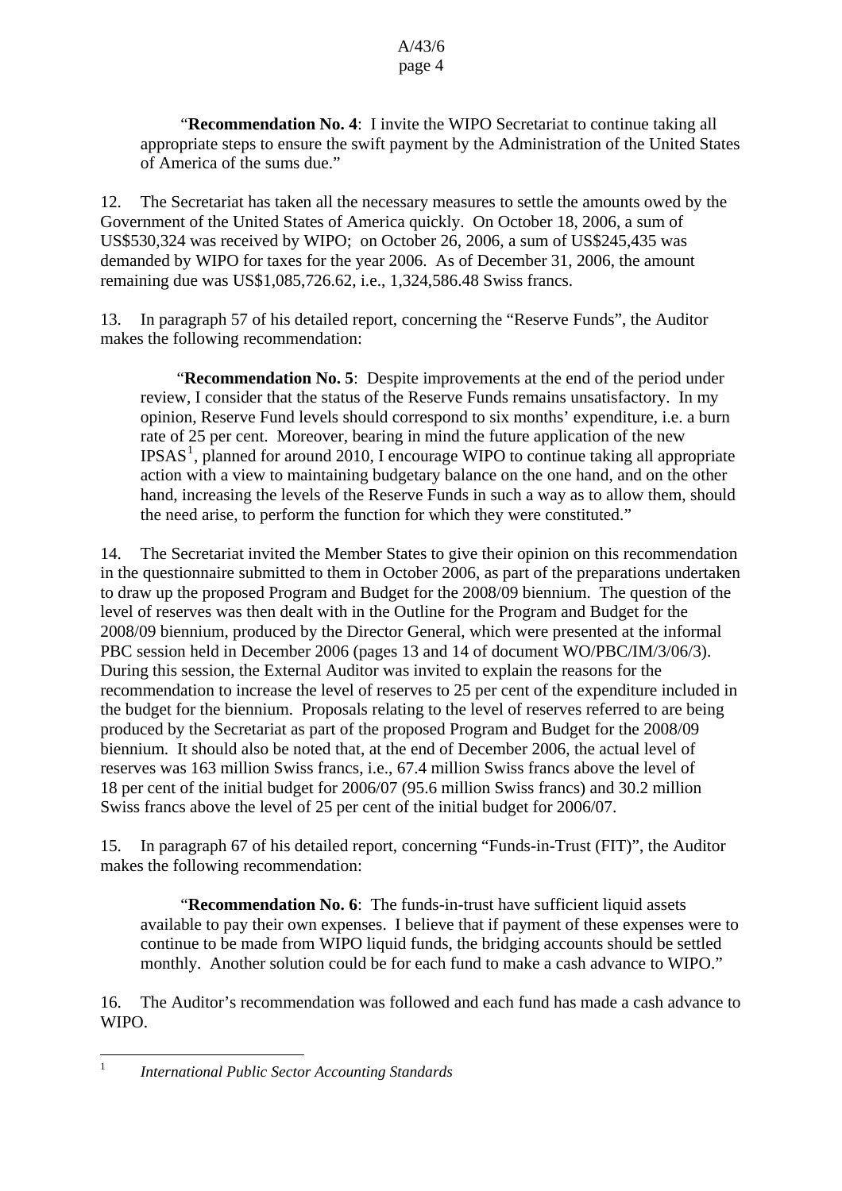"**Recommendation No. 4**: I invite the WIPO Secretariat to continue taking all appropriate steps to ensure the swift payment by the Administration of the United States of America of the sums due."

12. The Secretariat has taken all the necessary measures to settle the amounts owed by the Government of the United States of America quickly. On October 18, 2006, a sum of US$530,324 was received by WIPO; on October 26, 2006, a sum of US$245,435 was demanded by WIPO for taxes for the year 2006. As of December 31, 2006, the amount remaining due was US$1,085,726.62, i.e., 1,324,586.48 Swiss francs.

13. In paragraph 57 of his detailed report, concerning the "Reserve Funds", the Auditor makes the following recommendation:

"**Recommendation No. 5**: Despite improvements at the end of the period under review, I consider that the status of the Reserve Funds remains unsatisfactory. In my opinion, Reserve Fund levels should correspond to six months' expenditure, i.e. a burn rate of 25 per cent. Moreover, bearing in mind the future application of the new IPSAS[1], planned for around 2010, I encourage WIPO to continue taking all appropriate action with a view to maintaining budgetary balance on the one hand, and on the other hand, increasing the levels of the Reserve Funds in such a way as to allow them, should the need arise, to perform the function for which they were constituted."

14. The Secretariat invited the Member States to give their opinion on this recommendation in the questionnaire submitted to them in October 2006, as part of the preparations undertaken to draw up the proposed Program and Budget for the 2008/09 biennium. The question of the level of reserves was then dealt with in the Outline for the Program and Budget for the 2008/09 biennium, produced by the Director General, which were presented at the informal PBC session held in December 2006 (pages 13 and 14 of document WO/PBC/IM/3/06/3). During this session, the External Auditor was invited to explain the reasons for the recommendation to increase the level of reserves to 25 per cent of the expenditure included in the budget for the biennium. Proposals relating to the level of reserves referred to are being produced by the Secretariat as part of the proposed Program and Budget for the 2008/09 biennium. It should also be noted that, at the end of December 2006, the actual level of reserves was 163 million Swiss francs, i.e., 67.4 million Swiss francs above the level of 18 per cent of the initial budget for 2006/07 (95.6 million Swiss francs) and 30.2 million Swiss francs above the level of 25 per cent of the initial budget for 2006/07.

15. In paragraph 67 of his detailed report, concerning "Funds-in-Trust (FIT)", the Auditor makes the following recommendation:

"**Recommendation No. 6**: The funds-in-trust have sufficient liquid assets available to pay their own expenses. I believe that if payment of these expenses were to continue to be made from WIPO liquid funds, the bridging accounts should be settled monthly. Another solution could be for each fund to make a cash advance to WIPO."

16. The Auditor's recommendation was followed and each fund has made a cash advance to WIPO.

---

[1] *International Public Sector Accounting Standards*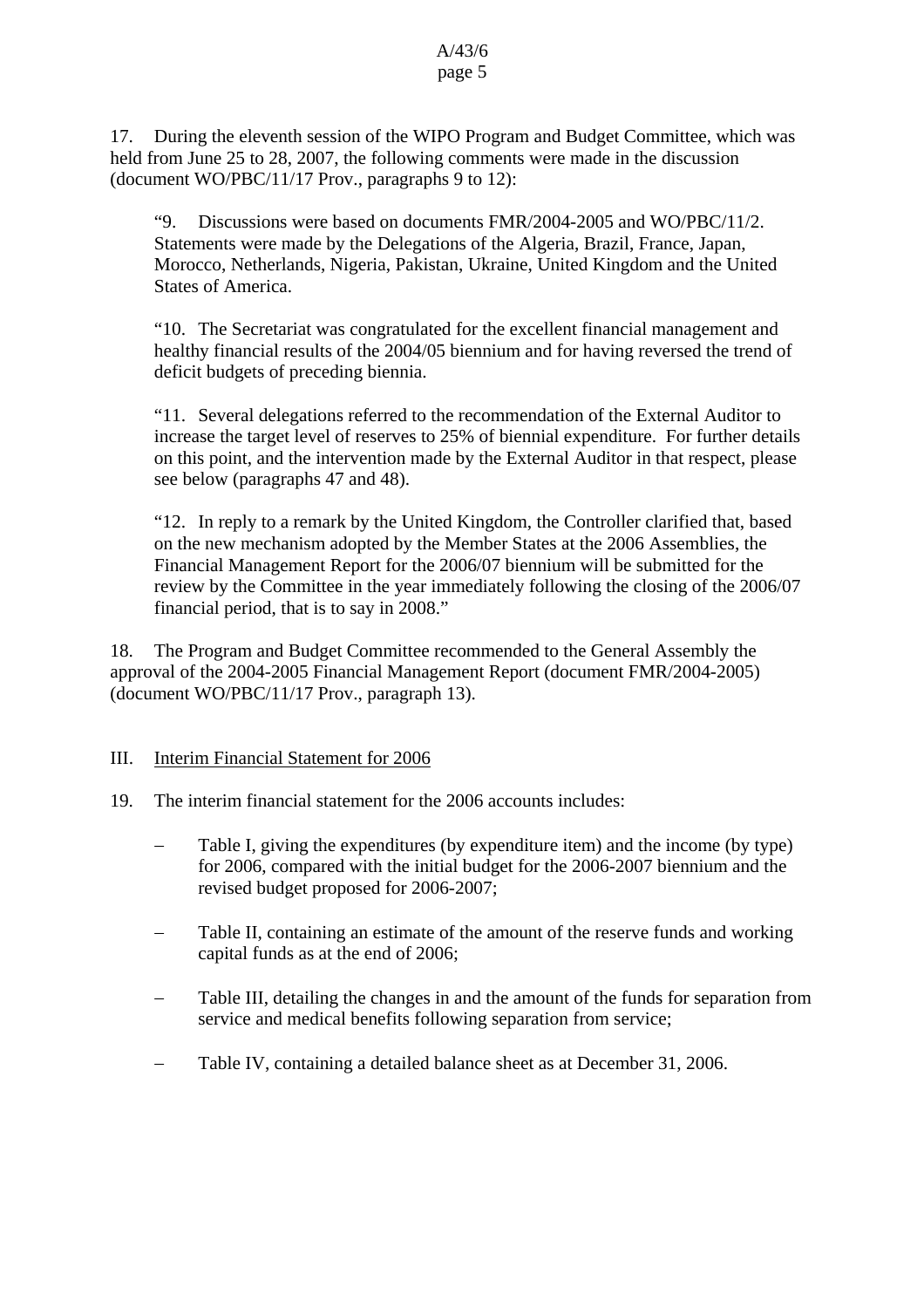17. During the eleventh session of the WIPO Program and Budget Committee, which was held from June 25 to 28, 2007, the following comments were made in the discussion (document WO/PBC/11/17 Prov., paragraphs 9 to 12):

> "9. Discussions were based on documents FMR/2004-2005 and WO/PBC/11/2. Statements were made by the Delegations of the Algeria, Brazil, France, Japan, Morocco, Netherlands, Nigeria, Pakistan, Ukraine, United Kingdom and the United States of America.
>
> "10. The Secretariat was congratulated for the excellent financial management and healthy financial results of the 2004/05 biennium and for having reversed the trend of deficit budgets of preceding biennia.
>
> "11. Several delegations referred to the recommendation of the External Auditor to increase the target level of reserves to 25% of biennial expenditure. For further details on this point, and the intervention made by the External Auditor in that respect, please see below (paragraphs 47 and 48).
>
> "12. In reply to a remark by the United Kingdom, the Controller clarified that, based on the new mechanism adopted by the Member States at the 2006 Assemblies, the Financial Management Report for the 2006/07 biennium will be submitted for the review by the Committee in the year immediately following the closing of the 2006/07 financial period, that is to say in 2008."

18. The Program and Budget Committee recommended to the General Assembly the approval of the 2004-2005 Financial Management Report (document FMR/2004-2005) (document WO/PBC/11/17 Prov., paragraph 13).

## III. Interim Financial Statement for 2006

19. The interim financial statement for the 2006 accounts includes:

- Table I, giving the expenditures (by expenditure item) and the income (by type) for 2006, compared with the initial budget for the 2006-2007 biennium and the revised budget proposed for 2006-2007;
- Table II, containing an estimate of the amount of the reserve funds and working capital funds as at the end of 2006;
- Table III, detailing the changes in and the amount of the funds for separation from service and medical benefits following separation from service;
- Table IV, containing a detailed balance sheet as at December 31, 2006.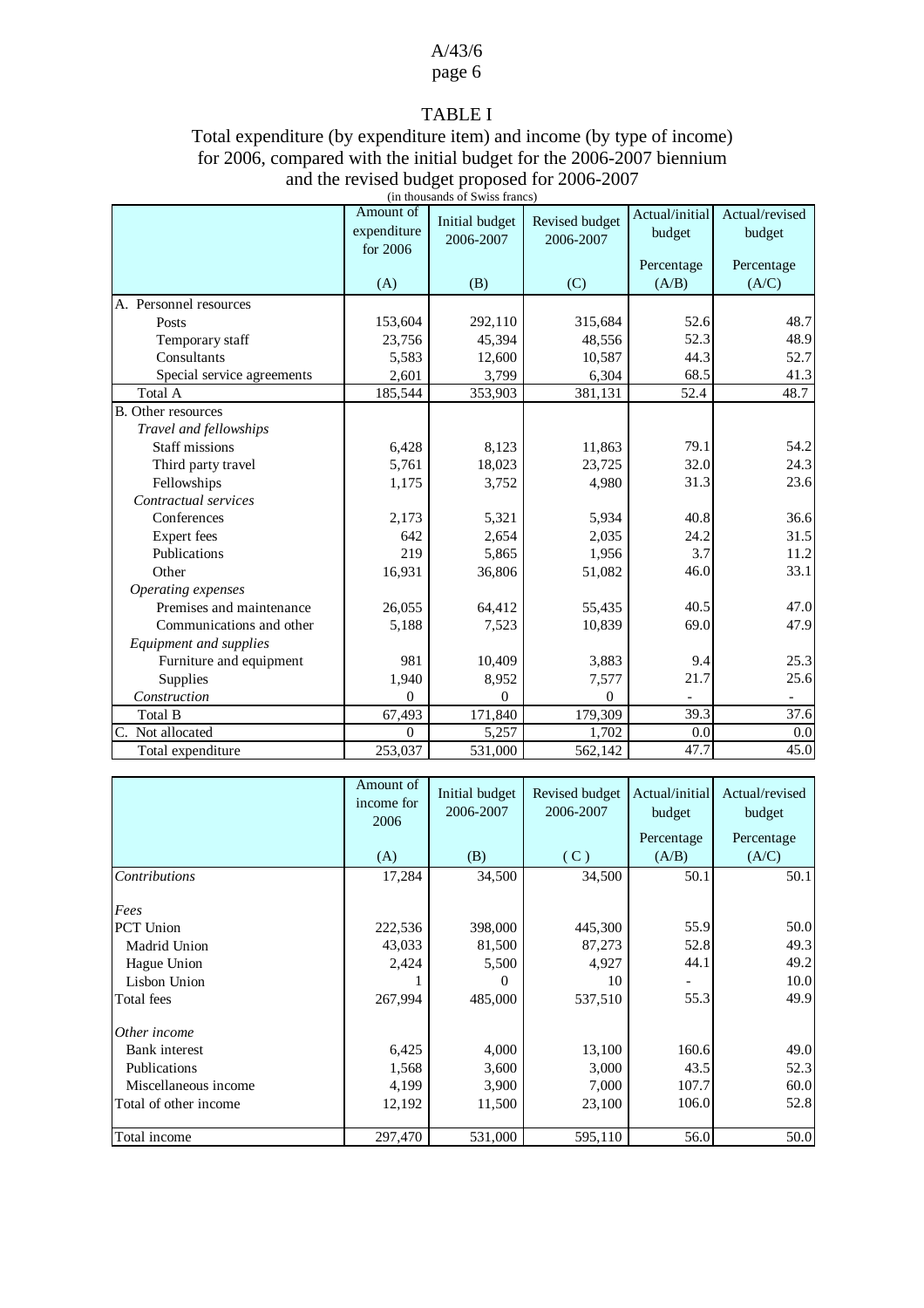## TABLE I

### Total expenditure (by expenditure item) and income (by type of income) for 2006, compared with the initial budget for the 2006-2007 biennium and the revised budget proposed for 2006-2007

(in thousands of Swiss francs)

| | Amount of expenditure for 2006 | Initial budget 2006-2007 | Revised budget 2006-2007 | Actual/initial budget | Actual/revised budget |
|---|---|---|---|---|---|
| | | | | Percentage | Percentage |
| | (A) | (B) | (C) | (A/B) | (A/C) |
| A. Personnel resources | | | | | |
| Posts | 153,604 | 292,110 | 315,684 | 52.6 | 48.7 |
| Temporary staff | 23,756 | 45,394 | 48,556 | 52.3 | 48.9 |
| Consultants | 5,583 | 12,600 | 10,587 | 44.3 | 52.7 |
| Special service agreements | 2,601 | 3,799 | 6,304 | 68.5 | 41.3 |
| Total A | 185,544 | 353,903 | 381,131 | 52.4 | 48.7 |
| B. Other resources | | | | | |
| *Travel and fellowships* | | | | | |
| Staff missions | 6,428 | 8,123 | 11,863 | 79.1 | 54.2 |
| Third party travel | 5,761 | 18,023 | 23,725 | 32.0 | 24.3 |
| Fellowships | 1,175 | 3,752 | 4,980 | 31.3 | 23.6 |
| *Contractual services* | | | | | |
| Conferences | 2,173 | 5,321 | 5,934 | 40.8 | 36.6 |
| Expert fees | 642 | 2,654 | 2,035 | 24.2 | 31.5 |
| Publications | 219 | 5,865 | 1,956 | 3.7 | 11.2 |
| Other | 16,931 | 36,806 | 51,082 | 46.0 | 33.1 |
| *Operating expenses* | | | | | |
| Premises and maintenance | 26,055 | 64,412 | 55,435 | 40.5 | 47.0 |
| Communications and other | 5,188 | 7,523 | 10,839 | 69.0 | 47.9 |
| *Equipment and supplies* | | | | | |
| Furniture and equipment | 981 | 10,409 | 3,883 | 9.4 | 25.3 |
| Supplies | 1,940 | 8,952 | 7,577 | 21.7 | 25.6 |
| *Construction* | 0 | 0 | 0 | - | - |
| Total B | 67,493 | 171,840 | 179,309 | 39.3 | 37.6 |
| C. Not allocated | 0 | 5,257 | 1,702 | 0.0 | 0.0 |
| Total expenditure | 253,037 | 531,000 | 562,142 | 47.7 | 45.0 |

| | Amount of income for 2006 | Initial budget 2006-2007 | Revised budget 2006-2007 | Actual/initial budget | Actual/revised budget |
|---|---|---|---|---|---|
| | | | | Percentage | Percentage |
| | (A) | (B) | (C) | (A/B) | (A/C) |
| *Contributions* | 17,284 | 34,500 | 34,500 | 50.1 | 50.1 |
| *Fees* | | | | | |
| PCT Union | 222,536 | 398,000 | 445,300 | 55.9 | 50.0 |
| Madrid Union | 43,033 | 81,500 | 87,273 | 52.8 | 49.3 |
| Hague Union | 2,424 | 5,500 | 4,927 | 44.1 | 49.2 |
| Lisbon Union | 1 | 0 | 10 | - | 10.0 |
| Total fees | 267,994 | 485,000 | 537,510 | 55.3 | 49.9 |
| *Other income* | | | | | |
| Bank interest | 6,425 | 4,000 | 13,100 | 160.6 | 49.0 |
| Publications | 1,568 | 3,600 | 3,000 | 43.5 | 52.3 |
| Miscellaneous income | 4,199 | 3,900 | 7,000 | 107.7 | 60.0 |
| Total of other income | 12,192 | 11,500 | 23,100 | 106.0 | 52.8 |
| Total income | 297,470 | 531,000 | 595,110 | 56.0 | 50.0 |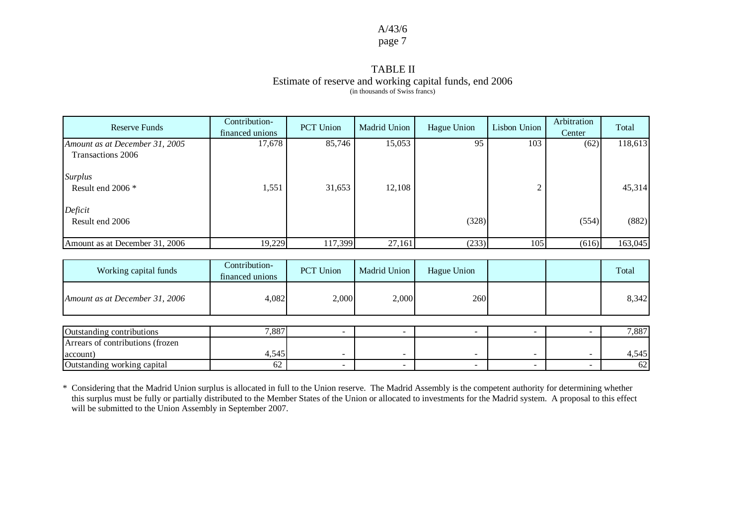# TABLE II

## Estimate of reserve and working capital funds, end 2006

(in thousands of Swiss francs)

| Reserve Funds | Contribution-financed unions | PCT Union | Madrid Union | Hague Union | Lisbon Union | Arbitration Center | Total |
|---|---|---|---|---|---|---|---|
| *Amount as at December 31, 2005* | 17,678 | 85,746 | 15,053 | 95 | 103 | (62) | 118,613 |
| Transactions 2006 | | | | | | | |
| *Surplus* | | | | | | | |
| Result end 2006 * | 1,551 | 31,653 | 12,108 | | 2 | | 45,314 |
| *Deficit* | | | | | | | |
| Result end 2006 | | | | (328) | | (554) | (882) |
| Amount as at December 31, 2006 | 19,229 | 117,399 | 27,161 | (233) | 105 | (616) | 163,045 |

| Working capital funds | Contribution-financed unions | PCT Union | Madrid Union | Hague Union | | | Total |
|---|---|---|---|---|---|---|---|
| *Amount as at December 31, 2006* | 4,082 | 2,000 | 2,000 | 260 | | | 8,342 |
| Outstanding contributions | 7,887 | - | - | - | - | - | 7,887 |
| Arrears of contributions (frozen account) | 4,545 | - | - | - | - | - | 4,545 |
| Outstanding working capital | 62 | - | - | - | - | - | 62 |

* Considering that the Madrid Union surplus is allocated in full to the Union reserve. The Madrid Assembly is the competent authority for determining whether this surplus must be fully or partially distributed to the Member States of the Union or allocated to investments for the Madrid system. A proposal to this effect will be submitted to the Union Assembly in September 2007.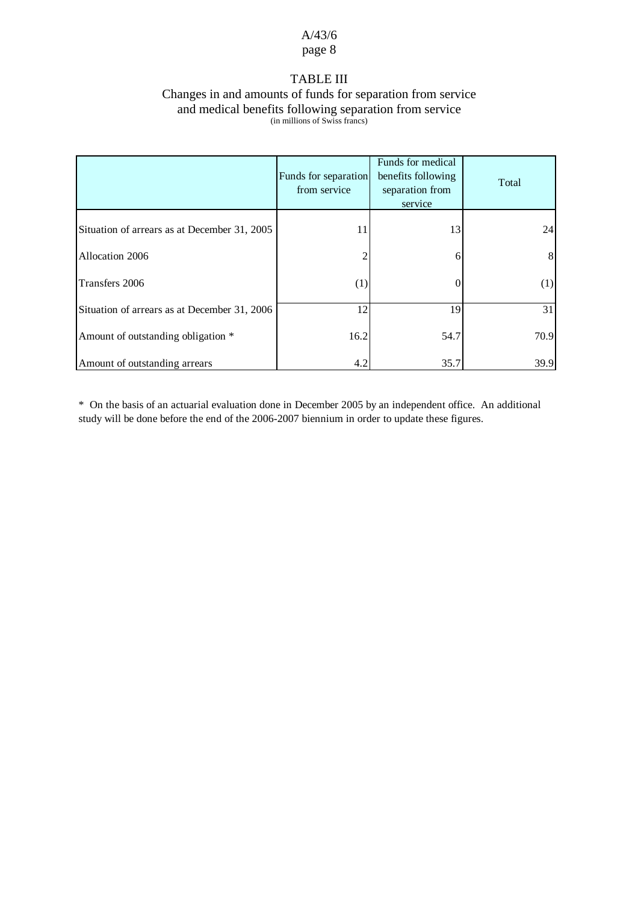# TABLE III

## Changes in and amounts of funds for separation from service and medical benefits following separation from service

(in millions of Swiss francs)

| | Funds for separation from service | Funds for medical benefits following separation from service | Total |
|---|---|---|---|
| Situation of arrears as at December 31, 2005 | 11 | 13 | 24 |
| Allocation 2006 | 2 | 6 | 8 |
| Transfers 2006 | (1) | 0 | (1) |
| Situation of arrears as at December 31, 2006 | 12 | 19 | 31 |
| Amount of outstanding obligation * | 16.2 | 54.7 | 70.9 |
| Amount of outstanding arrears | 4.2 | 35.7 | 39.9 |

\* On the basis of an actuarial evaluation done in December 2005 by an independent office. An additional study will be done before the end of the 2006-2007 biennium in order to update these figures.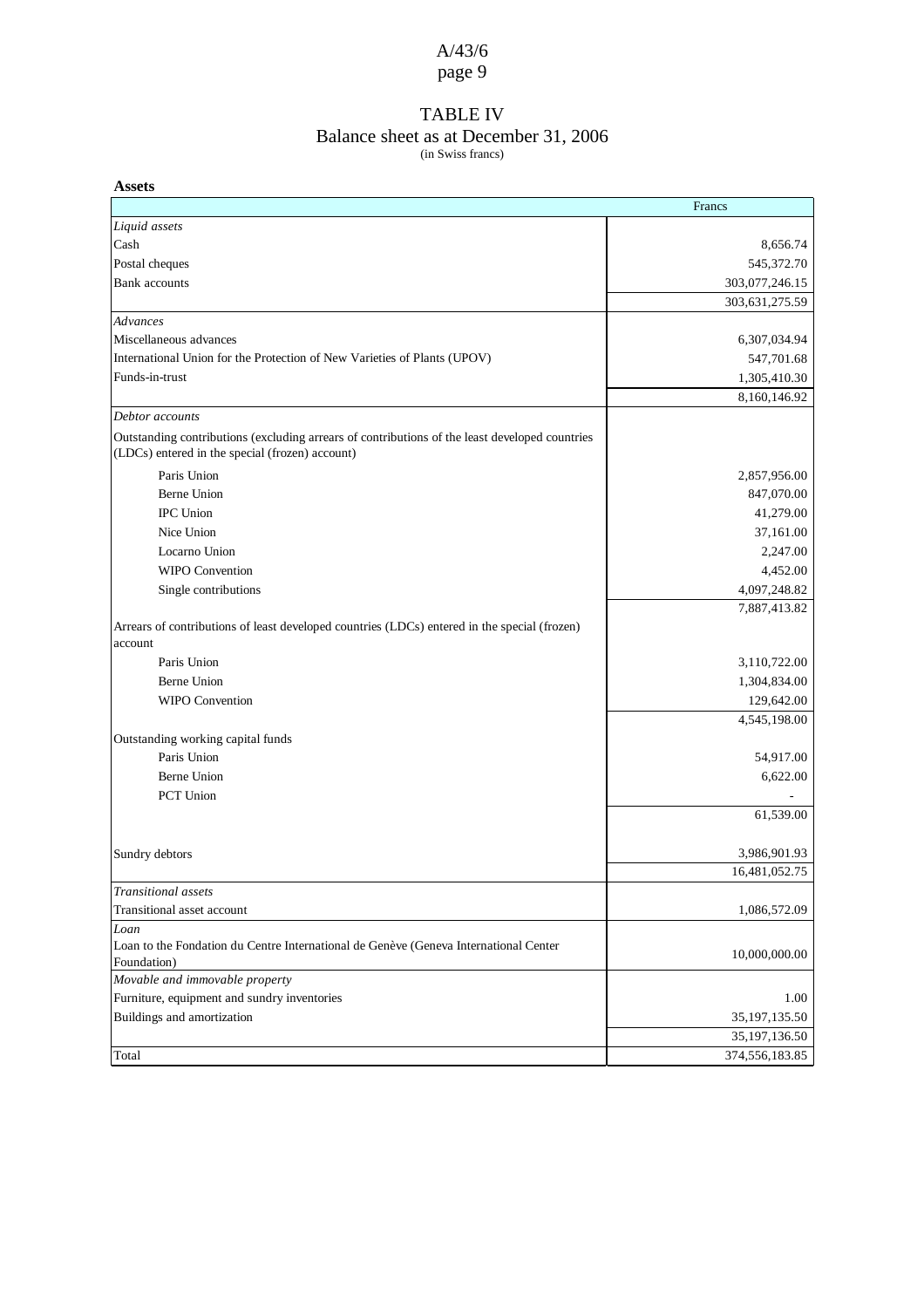# TABLE IV

## Balance sheet as at December 31, 2006

(in Swiss francs)

**Assets**

| | Francs |
|---|---|
| *Liquid assets* | |
| Cash | 8,656.74 |
| Postal cheques | 545,372.70 |
| Bank accounts | 303,077,246.15 |
| | 303,631,275.59 |
| *Advances* | |
| Miscellaneous advances | 6,307,034.94 |
| International Union for the Protection of New Varieties of Plants (UPOV) | 547,701.68 |
| Funds-in-trust | 1,305,410.30 |
| | 8,160,146.92 |
| *Debtor accounts* | |
| Outstanding contributions (excluding arrears of contributions of the least developed countries (LDCs) entered in the special (frozen) account) | |
| Paris Union | 2,857,956.00 |
| Berne Union | 847,070.00 |
| IPC Union | 41,279.00 |
| Nice Union | 37,161.00 |
| Locarno Union | 2,247.00 |
| WIPO Convention | 4,452.00 |
| Single contributions | 4,097,248.82 |
| | 7,887,413.82 |
| Arrears of contributions of least developed countries (LDCs) entered in the special (frozen) account | |
| Paris Union | 3,110,722.00 |
| Berne Union | 1,304,834.00 |
| WIPO Convention | 129,642.00 |
| | 4,545,198.00 |
| Outstanding working capital funds | |
| Paris Union | 54,917.00 |
| Berne Union | 6,622.00 |
| PCT Union | - |
| | 61,539.00 |
| Sundry debtors | 3,986,901.93 |
| | 16,481,052.75 |
| *Transitional assets* | |
| Transitional asset account | 1,086,572.09 |
| *Loan* | |
| Loan to the Fondation du Centre International de Genève (Geneva International Center Foundation) | 10,000,000.00 |
| *Movable and immovable property* | |
| Furniture, equipment and sundry inventories | 1.00 |
| Buildings and amortization | 35,197,135.50 |
| | 35,197,136.50 |
| Total | 374,556,183.85 |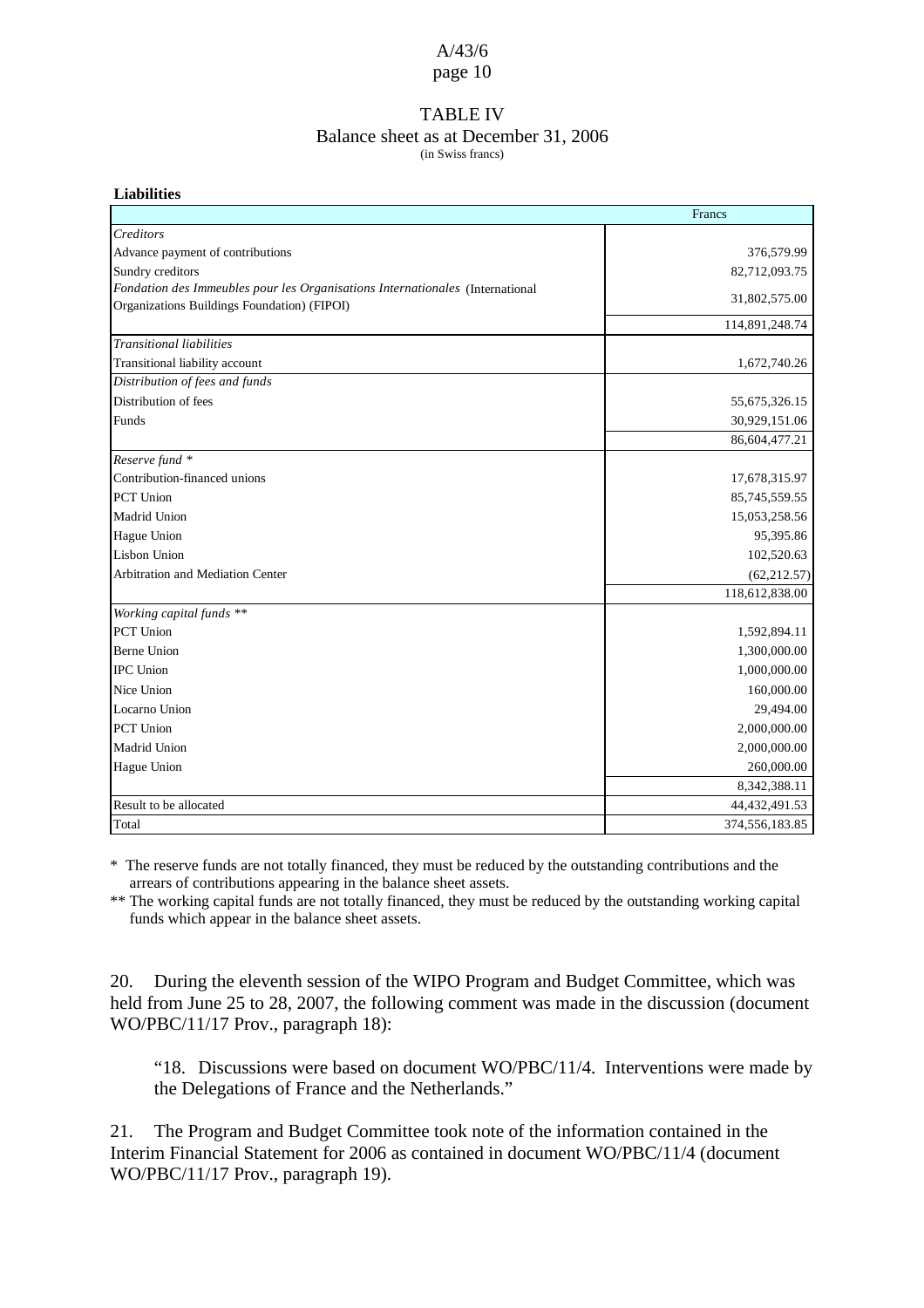TABLE IV

Balance sheet as at December 31, 2006

(in Swiss francs)

**Liabilities**

| | Francs |
|---|---|
| *Creditors* | |
| Advance payment of contributions | 376,579.99 |
| Sundry creditors | 82,712,093.75 |
| *Fondation des Immeubles pour les Organisations Internationales* (International Organizations Buildings Foundation) (FIPOI) | 31,802,575.00 |
| | 114,891,248.74 |
| *Transitional liabilities* | |
| Transitional liability account | 1,672,740.26 |
| *Distribution of fees and funds* | |
| Distribution of fees | 55,675,326.15 |
| Funds | 30,929,151.06 |
| | 86,604,477.21 |
| *Reserve fund \** | |
| Contribution-financed unions | 17,678,315.97 |
| PCT Union | 85,745,559.55 |
| Madrid Union | 15,053,258.56 |
| Hague Union | 95,395.86 |
| Lisbon Union | 102,520.63 |
| Arbitration and Mediation Center | (62,212.57) |
| | 118,612,838.00 |
| *Working capital funds \*\** | |
| PCT Union | 1,592,894.11 |
| Berne Union | 1,300,000.00 |
| IPC Union | 1,000,000.00 |
| Nice Union | 160,000.00 |
| Locarno Union | 29,494.00 |
| PCT Union | 2,000,000.00 |
| Madrid Union | 2,000,000.00 |
| Hague Union | 260,000.00 |
| | 8,342,388.11 |
| Result to be allocated | 44,432,491.53 |
| Total | 374,556,183.85 |

\* The reserve funds are not totally financed, they must be reduced by the outstanding contributions and the arrears of contributions appearing in the balance sheet assets.

\*\* The working capital funds are not totally financed, they must be reduced by the outstanding working capital funds which appear in the balance sheet assets.

20. During the eleventh session of the WIPO Program and Budget Committee, which was held from June 25 to 28, 2007, the following comment was made in the discussion (document WO/PBC/11/17 Prov., paragraph 18):

> "18. Discussions were based on document WO/PBC/11/4. Interventions were made by the Delegations of France and the Netherlands."

21. The Program and Budget Committee took note of the information contained in the Interim Financial Statement for 2006 as contained in document WO/PBC/11/4 (document WO/PBC/11/17 Prov., paragraph 19).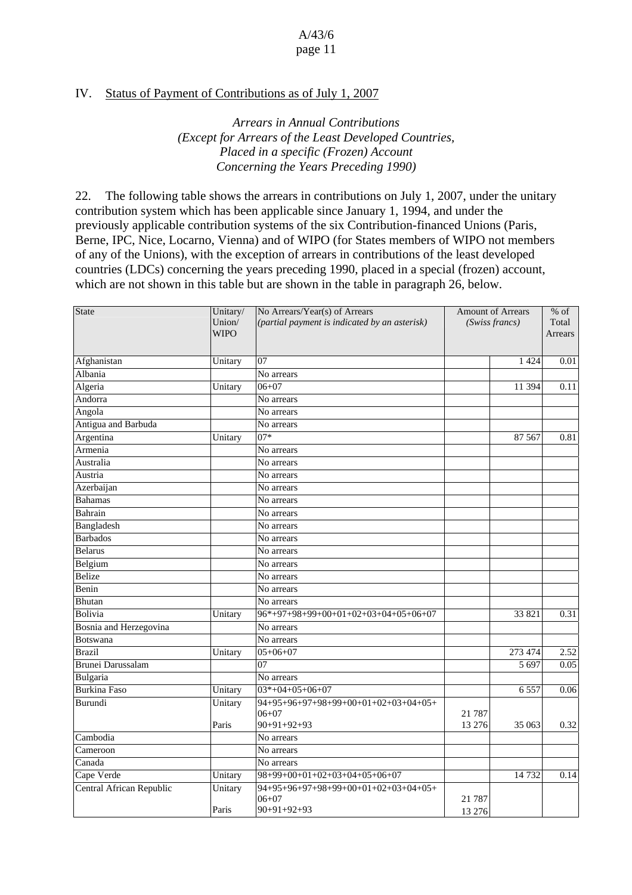## IV. Status of Payment of Contributions as of July 1, 2007

*Arrears in Annual Contributions*
*(Except for Arrears of the Least Developed Countries,*
*Placed in a specific (Frozen) Account*
*Concerning the Years Preceding 1990)*

22. The following table shows the arrears in contributions on July 1, 2007, under the unitary contribution system which has been applicable since January 1, 1994, and under the previously applicable contribution systems of the six Contribution-financed Unions (Paris, Berne, IPC, Nice, Locarno, Vienna) and of WIPO (for States members of WIPO not members of any of the Unions), with the exception of arrears in contributions of the least developed countries (LDCs) concerning the years preceding 1990, placed in a special (frozen) account, which are not shown in this table but are shown in the table in paragraph 26, below.

| State | Unitary/ Union/ WIPO | No Arrears/Year(s) of Arrears *(partial payment is indicated by an asterisk)* | Amount of Arrears *(Swiss francs)* | | % of Total Arrears |
|---|---|---|---|---|---|
| Afghanistan | Unitary | 07 | | 1 424 | 0.01 |
| Albania | | No arrears | | | |
| Algeria | Unitary | 06+07 | | 11 394 | 0.11 |
| Andorra | | No arrears | | | |
| Angola | | No arrears | | | |
| Antigua and Barbuda | | No arrears | | | |
| Argentina | Unitary | 07* | | 87 567 | 0.81 |
| Armenia | | No arrears | | | |
| Australia | | No arrears | | | |
| Austria | | No arrears | | | |
| Azerbaijan | | No arrears | | | |
| Bahamas | | No arrears | | | |
| Bahrain | | No arrears | | | |
| Bangladesh | | No arrears | | | |
| Barbados | | No arrears | | | |
| Belarus | | No arrears | | | |
| Belgium | | No arrears | | | |
| Belize | | No arrears | | | |
| Benin | | No arrears | | | |
| Bhutan | | No arrears | | | |
| Bolivia | Unitary | 96*+97+98+99+00+01+02+03+04+05+06+07 | | 33 821 | 0.31 |
| Bosnia and Herzegovina | | No arrears | | | |
| Botswana | | No arrears | | | |
| Brazil | Unitary | 05+06+07 | | 273 474 | 2.52 |
| Brunei Darussalam | | 07 | | 5 697 | 0.05 |
| Bulgaria | | No arrears | | | |
| Burkina Faso | Unitary | 03*+04+05+06+07 | | 6 557 | 0.06 |
| Burundi | Unitary | 94+95+96+97+98+99+00+01+02+03+04+05+ 06+07 | 21 787 | | |
| | Paris | 90+91+92+93 | 13 276 | 35 063 | 0.32 |
| Cambodia | | No arrears | | | |
| Cameroon | | No arrears | | | |
| Canada | | No arrears | | | |
| Cape Verde | Unitary | 98+99+00+01+02+03+04+05+06+07 | | 14 732 | 0.14 |
| Central African Republic | Unitary | 94+95+96+97+98+99+00+01+02+03+04+05+ 06+07 | 21 787 | | |
| | Paris | 90+91+92+93 | 13 276 | | |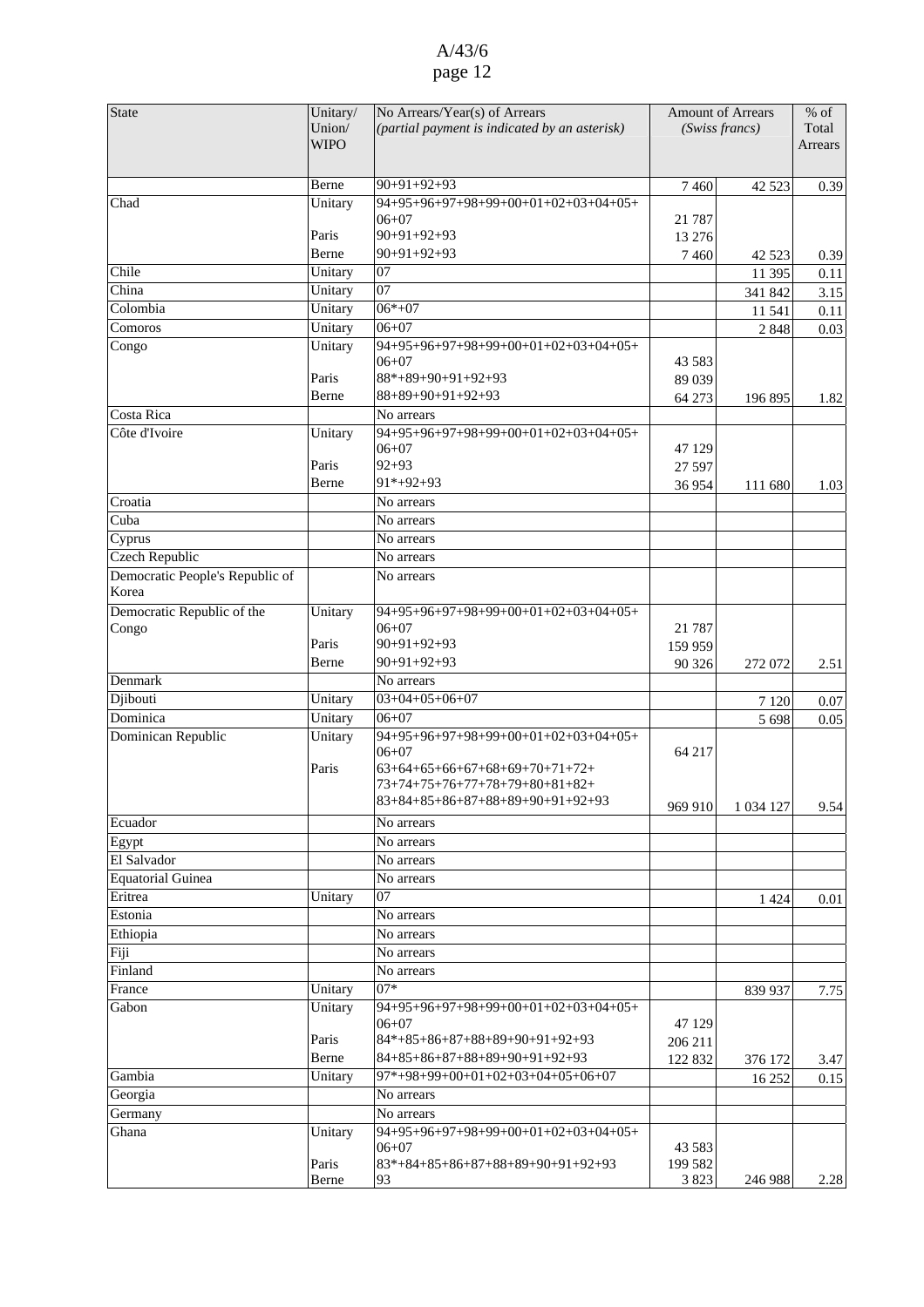| State | Unitary/ Union/ WIPO | No Arrears/Year(s) of Arrears *(partial payment is indicated by an asterisk)* | Amount of Arrears *(Swiss francs)* | | % of Total Arrears |
|---|---|---|---|---|---|
| | Berne | 90+91+92+93 | 7 460 | 42 523 | 0.39 |
| Chad | Unitary | 94+95+96+97+98+99+00+01+02+03+04+05+ 06+07 | 21 787 | | |
| | Paris | 90+91+92+93 | 13 276 | | |
| | Berne | 90+91+92+93 | 7 460 | 42 523 | 0.39 |
| Chile | Unitary | 07 | | 11 395 | 0.11 |
| China | Unitary | 07 | | 341 842 | 3.15 |
| Colombia | Unitary | 06*+07 | | 11 541 | 0.11 |
| Comoros | Unitary | 06+07 | | 2 848 | 0.03 |
| Congo | Unitary | 94+95+96+97+98+99+00+01+02+03+04+05+ 06+07 | 43 583 | | |
| | Paris | 88*+89+90+91+92+93 | 89 039 | | |
| | Berne | 88+89+90+91+92+93 | 64 273 | 196 895 | 1.82 |
| Costa Rica | | No arrears | | | |
| Côte d'Ivoire | Unitary | 94+95+96+97+98+99+00+01+02+03+04+05+ 06+07 | 47 129 | | |
| | Paris | 92+93 | 27 597 | | |
| | Berne | 91*+92+93 | 36 954 | 111 680 | 1.03 |
| Croatia | | No arrears | | | |
| Cuba | | No arrears | | | |
| Cyprus | | No arrears | | | |
| Czech Republic | | No arrears | | | |
| Democratic People's Republic of Korea | | No arrears | | | |
| Democratic Republic of the Congo | Unitary | 94+95+96+97+98+99+00+01+02+03+04+05+ 06+07 | 21 787 | | |
| | Paris | 90+91+92+93 | 159 959 | | |
| | Berne | 90+91+92+93 | 90 326 | 272 072 | 2.51 |
| Denmark | | No arrears | | | |
| Djibouti | Unitary | 03+04+05+06+07 | | 7 120 | 0.07 |
| Dominica | Unitary | 06+07 | | 5 698 | 0.05 |
| Dominican Republic | Unitary | 94+95+96+97+98+99+00+01+02+03+04+05+ 06+07 | 64 217 | | |
| | Paris | 63+64+65+66+67+68+69+70+71+72+ 73+74+75+76+77+78+79+80+81+82+ 83+84+85+86+87+88+89+90+91+92+93 | 969 910 | 1 034 127 | 9.54 |
| Ecuador | | No arrears | | | |
| Egypt | | No arrears | | | |
| El Salvador | | No arrears | | | |
| Equatorial Guinea | | No arrears | | | |
| Eritrea | Unitary | 07 | | 1 424 | 0.01 |
| Estonia | | No arrears | | | |
| Ethiopia | | No arrears | | | |
| Fiji | | No arrears | | | |
| Finland | | No arrears | | | |
| France | Unitary | 07* | | 839 937 | 7.75 |
| Gabon | Unitary | 94+95+96+97+98+99+00+01+02+03+04+05+ 06+07 | 47 129 | | |
| | Paris | 84*+85+86+87+88+89+90+91+92+93 | 206 211 | | |
| | Berne | 84+85+86+87+88+89+90+91+92+93 | 122 832 | 376 172 | 3.47 |
| Gambia | Unitary | 97*+98+99+00+01+02+03+04+05+06+07 | | 16 252 | 0.15 |
| Georgia | | No arrears | | | |
| Germany | | No arrears | | | |
| Ghana | Unitary | 94+95+96+97+98+99+00+01+02+03+04+05+ 06+07 | 43 583 | | |
| | Paris | 83*+84+85+86+87+88+89+90+91+92+93 | 199 582 | | |
| | Berne | 93 | 3 823 | 246 988 | 2.28 |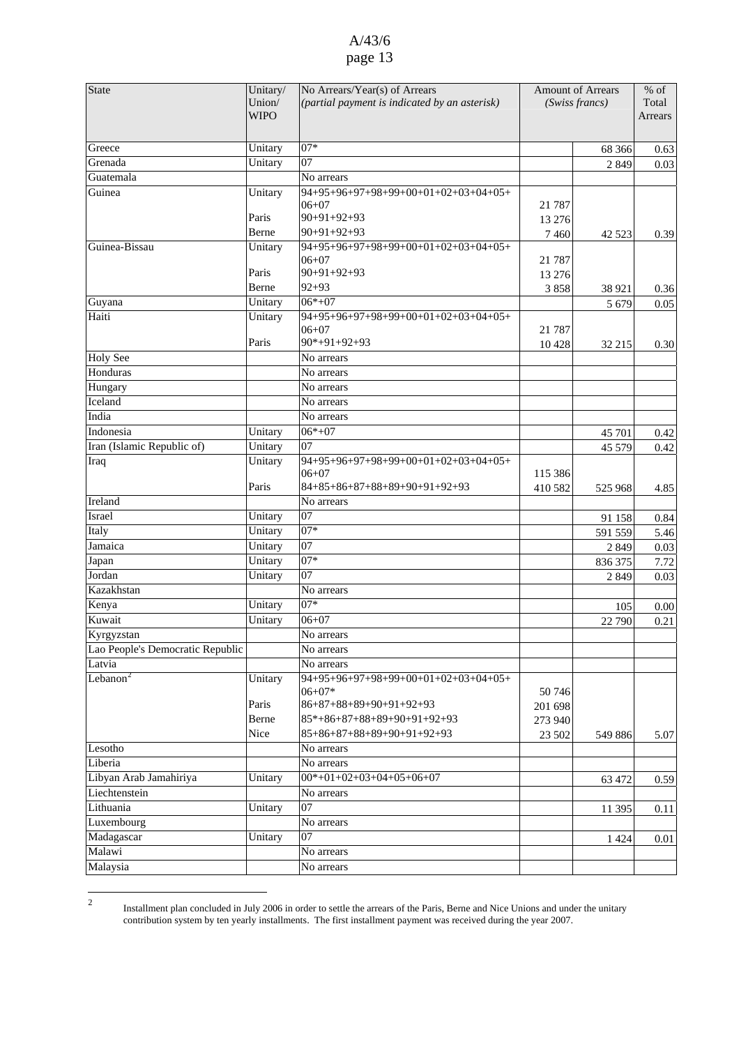| State | Unitary/ Union/ WIPO | No Arrears/Year(s) of Arrears *(partial payment is indicated by an asterisk)* | Amount of Arrears *(Swiss francs)* | | % of Total Arrears |
|---|---|---|---|---|---|
| Greece | Unitary | 07* | | 68 366 | 0.63 |
| Grenada | Unitary | 07 | | 2 849 | 0.03 |
| Guatemala | | No arrears | | | |
| Guinea | Unitary | 94+95+96+97+98+99+00+01+02+03+04+05+ 06+07 | 21 787 | | |
| | Paris | 90+91+92+93 | 13 276 | | |
| | Berne | 90+91+92+93 | 7 460 | 42 523 | 0.39 |
| Guinea-Bissau | Unitary | 94+95+96+97+98+99+00+01+02+03+04+05+ 06+07 | 21 787 | | |
| | Paris | 90+91+92+93 | 13 276 | | |
| | Berne | 92+93 | 3 858 | 38 921 | 0.36 |
| Guyana | Unitary | 06*+07 | | 5 679 | 0.05 |
| Haiti | Unitary | 94+95+96+97+98+99+00+01+02+03+04+05+ 06+07 | 21 787 | | |
| | Paris | 90*+91+92+93 | 10 428 | 32 215 | 0.30 |
| Holy See | | No arrears | | | |
| Honduras | | No arrears | | | |
| Hungary | | No arrears | | | |
| Iceland | | No arrears | | | |
| India | | No arrears | | | |
| Indonesia | Unitary | 06*+07 | | 45 701 | 0.42 |
| Iran (Islamic Republic of) | Unitary | 07 | | 45 579 | 0.42 |
| Iraq | Unitary | 94+95+96+97+98+99+00+01+02+03+04+05+ 06+07 | 115 386 | | |
| | Paris | 84+85+86+87+88+89+90+91+92+93 | 410 582 | 525 968 | 4.85 |
| Ireland | | No arrears | | | |
| Israel | Unitary | 07 | | 91 158 | 0.84 |
| Italy | Unitary | 07* | | 591 559 | 5.46 |
| Jamaica | Unitary | 07 | | 2 849 | 0.03 |
| Japan | Unitary | 07* | | 836 375 | 7.72 |
| Jordan | Unitary | 07 | | 2 849 | 0.03 |
| Kazakhstan | | No arrears | | | |
| Kenya | Unitary | 07* | | 105 | 0.00 |
| Kuwait | Unitary | 06+07 | | 22 790 | 0.21 |
| Kyrgyzstan | | No arrears | | | |
| Lao People's Democratic Republic | | No arrears | | | |
| Latvia | | No arrears | | | |
| Lebanon[2] | Unitary | 94+95+96+97+98+99+00+01+02+03+04+05+ 06+07* | 50 746 | | |
| | Paris | 86+87+88+89+90+91+92+93 | 201 698 | | |
| | Berne | 85*+86+87+88+89+90+91+92+93 | 273 940 | | |
| | Nice | 85+86+87+88+89+90+91+92+93 | 23 502 | 549 886 | 5.07 |
| Lesotho | | No arrears | | | |
| Liberia | | No arrears | | | |
| Libyan Arab Jamahiriya | Unitary | 00*+01+02+03+04+05+06+07 | | 63 472 | 0.59 |
| Liechtenstein | | No arrears | | | |
| Lithuania | Unitary | 07 | | 11 395 | 0.11 |
| Luxembourg | | No arrears | | | |
| Madagascar | Unitary | 07 | | 1 424 | 0.01 |
| Malawi | | No arrears | | | |
| Malaysia | | No arrears | | | |

[2] Installment plan concluded in July 2006 in order to settle the arrears of the Paris, Berne and Nice Unions and under the unitary contribution system by ten yearly installments. The first installment payment was received during the year 2007.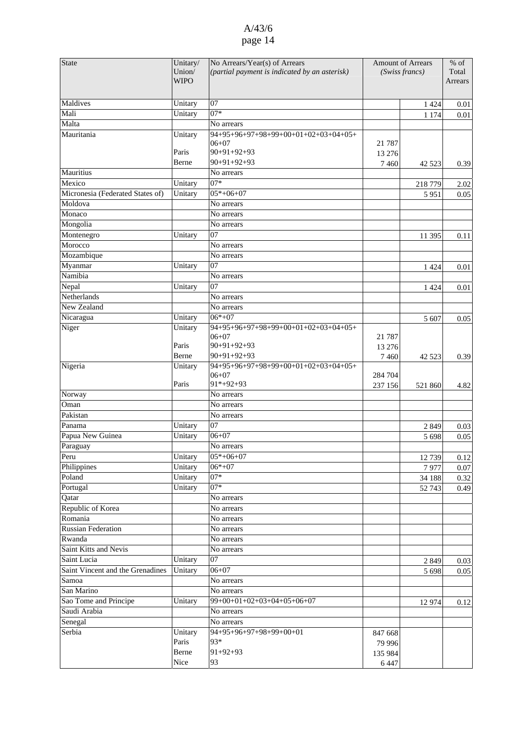| State | Unitary/ Union/ WIPO | No Arrears/Year(s) of Arrears *(partial payment is indicated by an asterisk)* | Amount of Arrears *(Swiss francs)* | | % of Total Arrears |
|---|---|---|---|---|---|
| Maldives | Unitary | 07 | | 1 424 | 0.01 |
| Mali | Unitary | 07* | | 1 174 | 0.01 |
| Malta | | No arrears | | | |
| Mauritania | Unitary | 94+95+96+97+98+99+00+01+02+03+04+05+ 06+07 | 21 787 | | |
| | Paris | 90+91+92+93 | 13 276 | | |
| | Berne | 90+91+92+93 | 7 460 | 42 523 | 0.39 |
| Mauritius | | No arrears | | | |
| Mexico | Unitary | 07* | | 218 779 | 2.02 |
| Micronesia (Federated States of) | Unitary | 05*+06+07 | | 5 951 | 0.05 |
| Moldova | | No arrears | | | |
| Monaco | | No arrears | | | |
| Mongolia | | No arrears | | | |
| Montenegro | Unitary | 07 | | 11 395 | 0.11 |
| Morocco | | No arrears | | | |
| Mozambique | | No arrears | | | |
| Myanmar | Unitary | 07 | | 1 424 | 0.01 |
| Namibia | | No arrears | | | |
| Nepal | Unitary | 07 | | 1 424 | 0.01 |
| Netherlands | | No arrears | | | |
| New Zealand | | No arrears | | | |
| Nicaragua | Unitary | 06*+07 | | 5 607 | 0.05 |
| Niger | Unitary | 94+95+96+97+98+99+00+01+02+03+04+05+ 06+07 | 21 787 | | |
| | Paris | 90+91+92+93 | 13 276 | | |
| | Berne | 90+91+92+93 | 7 460 | 42 523 | 0.39 |
| Nigeria | Unitary | 94+95+96+97+98+99+00+01+02+03+04+05+ 06+07 | 284 704 | | |
| | Paris | 91*+92+93 | 237 156 | 521 860 | 4.82 |
| Norway | | No arrears | | | |
| Oman | | No arrears | | | |
| Pakistan | | No arrears | | | |
| Panama | Unitary | 07 | | 2 849 | 0.03 |
| Papua New Guinea | Unitary | 06+07 | | 5 698 | 0.05 |
| Paraguay | | No arrears | | | |
| Peru | Unitary | 05*+06+07 | | 12 739 | 0.12 |
| Philippines | Unitary | 06*+07 | | 7 977 | 0.07 |
| Poland | Unitary | 07* | | 34 188 | 0.32 |
| Portugal | Unitary | 07* | | 52 743 | 0.49 |
| Qatar | | No arrears | | | |
| Republic of Korea | | No arrears | | | |
| Romania | | No arrears | | | |
| Russian Federation | | No arrears | | | |
| Rwanda | | No arrears | | | |
| Saint Kitts and Nevis | | No arrears | | | |
| Saint Lucia | Unitary | 07 | | 2 849 | 0.03 |
| Saint Vincent and the Grenadines | Unitary | 06+07 | | 5 698 | 0.05 |
| Samoa | | No arrears | | | |
| San Marino | | No arrears | | | |
| Sao Tome and Principe | Unitary | 99+00+01+02+03+04+05+06+07 | | 12 974 | 0.12 |
| Saudi Arabia | | No arrears | | | |
| Senegal | | No arrears | | | |
| Serbia | Unitary | 94+95+96+97+98+99+00+01 | 847 668 | | |
| | Paris | 93* | 79 996 | | |
| | Berne | 91+92+93 | 135 984 | | |
| | Nice | 93 | 6 447 | | |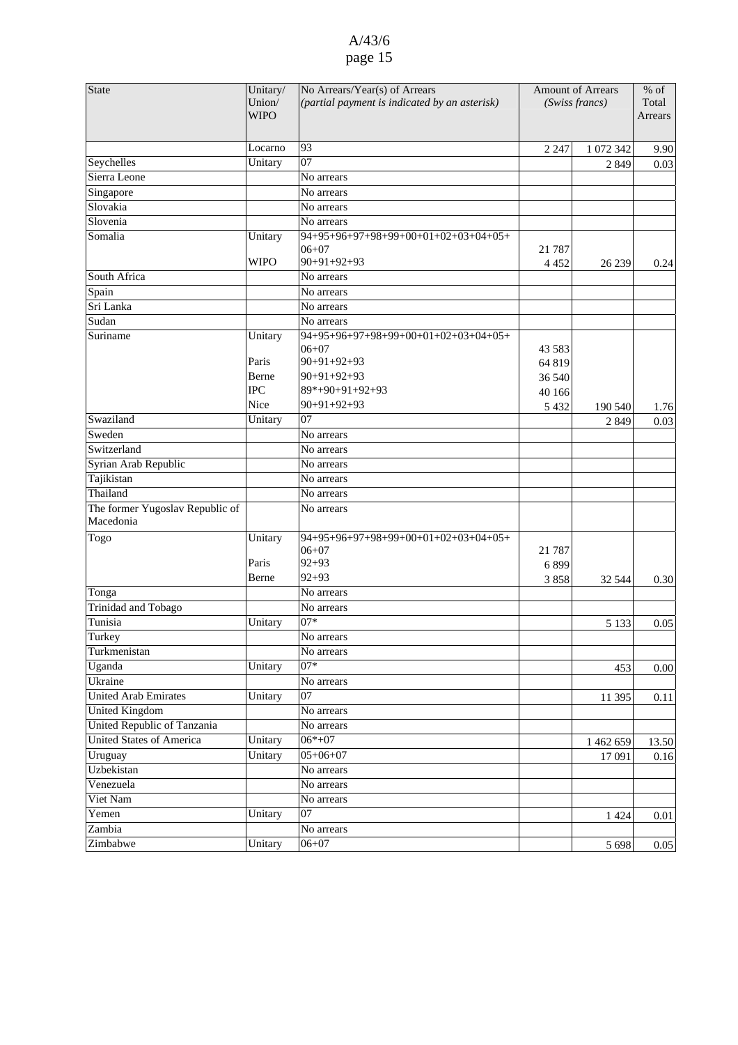| State | Unitary/ Union/ WIPO | No Arrears/Year(s) of Arrears *(partial payment is indicated by an asterisk)* | Amount of Arrears *(Swiss francs)* | | % of Total Arrears |
|---|---|---|---|---|---|
| | Locarno | 93 | 2 247 | 1 072 342 | 9.90 |
| Seychelles | Unitary | 07 | | 2 849 | 0.03 |
| Sierra Leone | | No arrears | | | |
| Singapore | | No arrears | | | |
| Slovakia | | No arrears | | | |
| Slovenia | | No arrears | | | |
| Somalia | Unitary | 94+95+96+97+98+99+00+01+02+03+04+05+ 06+07 | 21 787 | | |
| | WIPO | 90+91+92+93 | 4 452 | 26 239 | 0.24 |
| South Africa | | No arrears | | | |
| Spain | | No arrears | | | |
| Sri Lanka | | No arrears | | | |
| Sudan | | No arrears | | | |
| Suriname | Unitary | 94+95+96+97+98+99+00+01+02+03+04+05+ 06+07 | 43 583 | | |
| | Paris | 90+91+92+93 | 64 819 | | |
| | Berne | 90+91+92+93 | 36 540 | | |
| | IPC | 89*+90+91+92+93 | 40 166 | | |
| | Nice | 90+91+92+93 | 5 432 | 190 540 | 1.76 |
| Swaziland | Unitary | 07 | | 2 849 | 0.03 |
| Sweden | | No arrears | | | |
| Switzerland | | No arrears | | | |
| Syrian Arab Republic | | No arrears | | | |
| Tajikistan | | No arrears | | | |
| Thailand | | No arrears | | | |
| The former Yugoslav Republic of Macedonia | | No arrears | | | |
| Togo | Unitary | 94+95+96+97+98+99+00+01+02+03+04+05+ 06+07 | 21 787 | | |
| | Paris | 92+93 | 6 899 | | |
| | Berne | 92+93 | 3 858 | 32 544 | 0.30 |
| Tonga | | No arrears | | | |
| Trinidad and Tobago | | No arrears | | | |
| Tunisia | Unitary | 07* | | 5 133 | 0.05 |
| Turkey | | No arrears | | | |
| Turkmenistan | | No arrears | | | |
| Uganda | Unitary | 07* | | 453 | 0.00 |
| Ukraine | | No arrears | | | |
| United Arab Emirates | Unitary | 07 | | 11 395 | 0.11 |
| United Kingdom | | No arrears | | | |
| United Republic of Tanzania | | No arrears | | | |
| United States of America | Unitary | 06*+07 | | 1 462 659 | 13.50 |
| Uruguay | Unitary | 05+06+07 | | 17 091 | 0.16 |
| Uzbekistan | | No arrears | | | |
| Venezuela | | No arrears | | | |
| Viet Nam | | No arrears | | | |
| Yemen | Unitary | 07 | | 1 424 | 0.01 |
| Zambia | | No arrears | | | |
| Zimbabwe | Unitary | 06+07 | | 5 698 | 0.05 |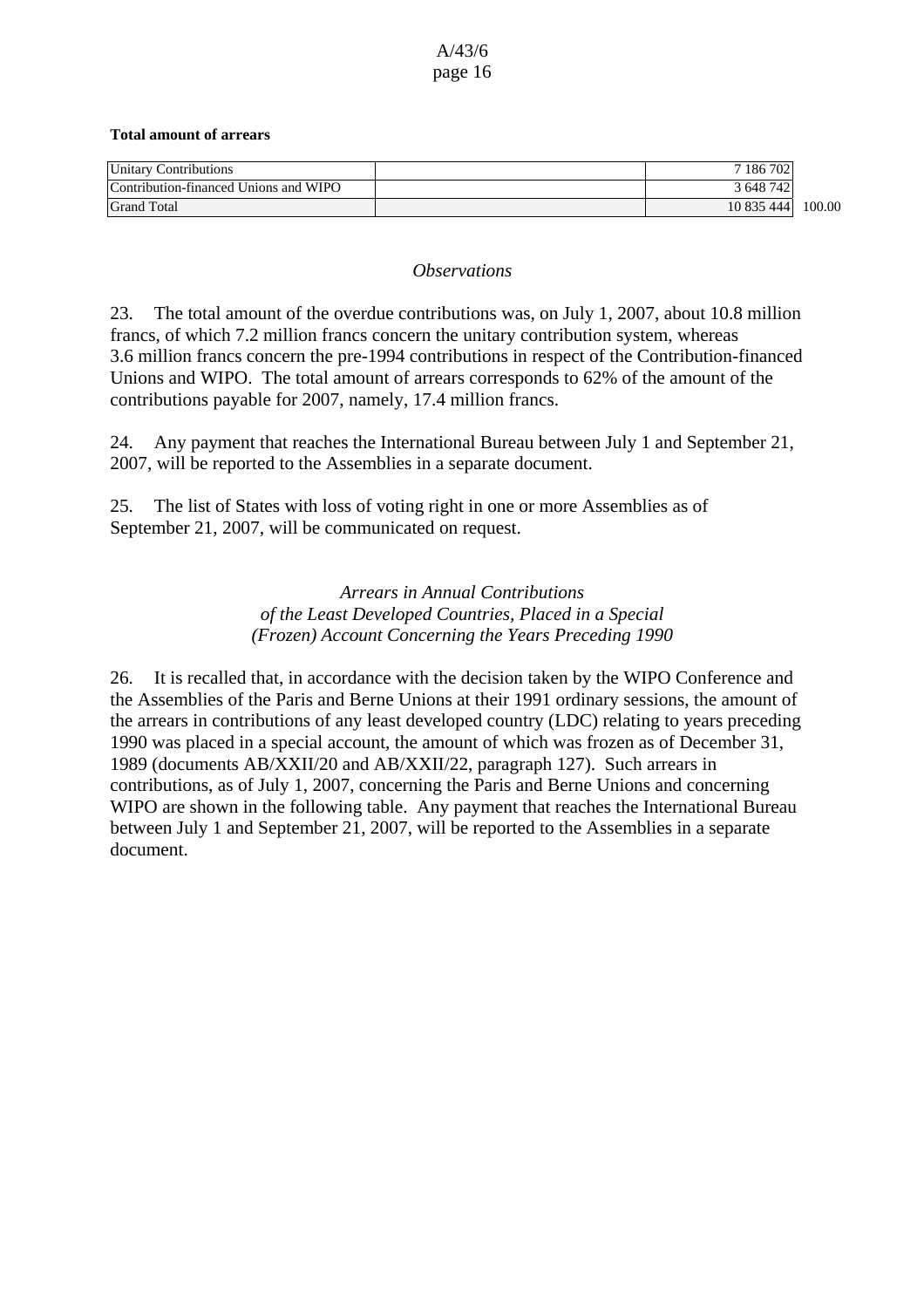**Total amount of arrears**

| | | | |
|---|---|---|---|
| Unitary Contributions | | 7 186 702 | |
| Contribution-financed Unions and WIPO | | 3 648 742 | |
| Grand Total | | 10 835 444 | 100.00 |

*Observations*

23. The total amount of the overdue contributions was, on July 1, 2007, about 10.8 million francs, of which 7.2 million francs concern the unitary contribution system, whereas 3.6 million francs concern the pre-1994 contributions in respect of the Contribution-financed Unions and WIPO. The total amount of arrears corresponds to 62% of the amount of the contributions payable for 2007, namely, 17.4 million francs.

24. Any payment that reaches the International Bureau between July 1 and September 21, 2007, will be reported to the Assemblies in a separate document.

25. The list of States with loss of voting right in one or more Assemblies as of September 21, 2007, will be communicated on request.

*Arrears in Annual Contributions of the Least Developed Countries, Placed in a Special (Frozen) Account Concerning the Years Preceding 1990*

26. It is recalled that, in accordance with the decision taken by the WIPO Conference and the Assemblies of the Paris and Berne Unions at their 1991 ordinary sessions, the amount of the arrears in contributions of any least developed country (LDC) relating to years preceding 1990 was placed in a special account, the amount of which was frozen as of December 31, 1989 (documents AB/XXII/20 and AB/XXII/22, paragraph 127). Such arrears in contributions, as of July 1, 2007, concerning the Paris and Berne Unions and concerning WIPO are shown in the following table. Any payment that reaches the International Bureau between July 1 and September 21, 2007, will be reported to the Assemblies in a separate document.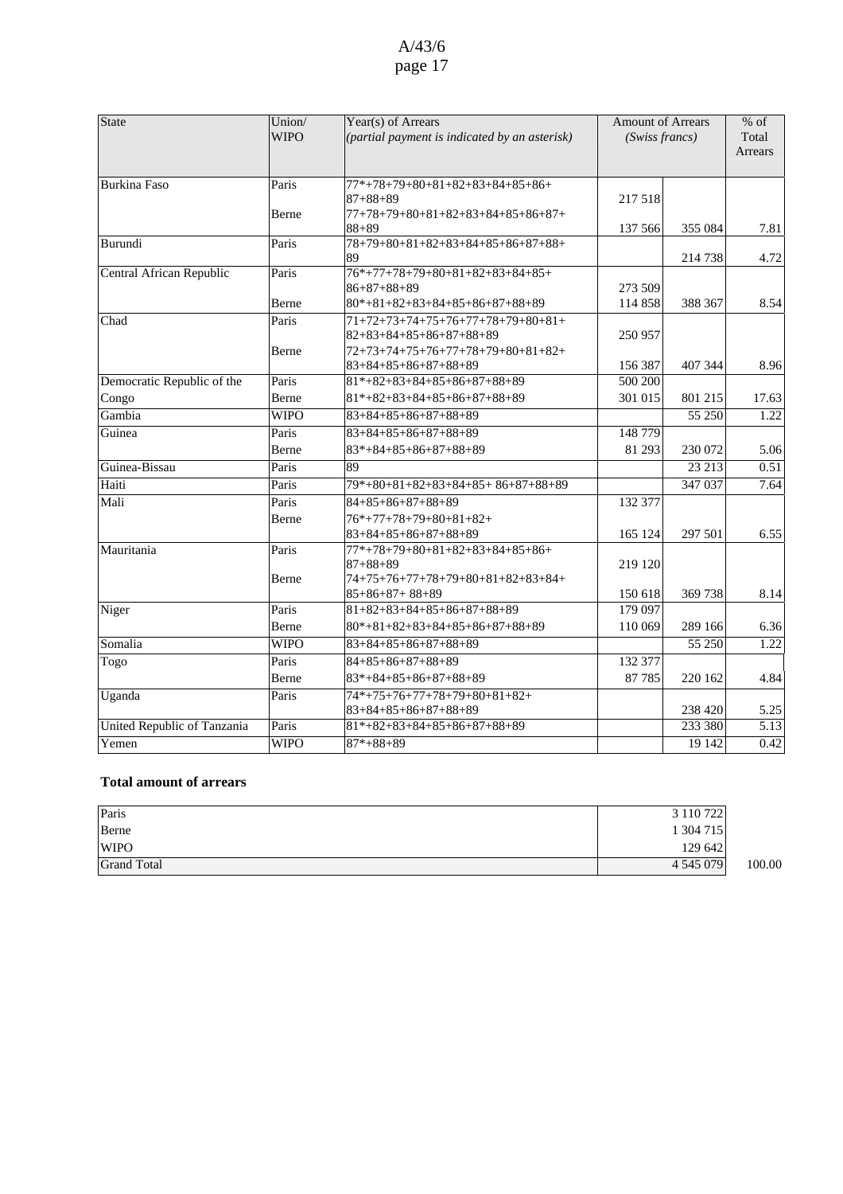| State | Union/ WIPO | Year(s) of Arrears *(partial payment is indicated by an asterisk)* | Amount of Arrears *(Swiss francs)* | | % of Total Arrears |
|---|---|---|---|---|---|
| Burkina Faso | Paris | 77*+78+79+80+81+82+83+84+85+86+ 87+88+89 | 217 518 | | |
| | Berne | 77+78+79+80+81+82+83+84+85+86+87+ 88+89 | 137 566 | 355 084 | 7.81 |
| Burundi | Paris | 78+79+80+81+82+83+84+85+86+87+88+ 89 | | 214 738 | 4.72 |
| Central African Republic | Paris | 76*+77+78+79+80+81+82+83+84+85+ 86+87+88+89 | 273 509 | | |
| | Berne | 80*+81+82+83+84+85+86+87+88+89 | 114 858 | 388 367 | 8.54 |
| Chad | Paris | 71+72+73+74+75+76+77+78+79+80+81+ 82+83+84+85+86+87+88+89 | 250 957 | | |
| | Berne | 72+73+74+75+76+77+78+79+80+81+82+ 83+84+85+86+87+88+89 | 156 387 | 407 344 | 8.96 |
| Democratic Republic of the | Paris | 81*+82+83+84+85+86+87+88+89 | 500 200 | | |
| Congo | Berne | 81*+82+83+84+85+86+87+88+89 | 301 015 | 801 215 | 17.63 |
| Gambia | WIPO | 83+84+85+86+87+88+89 | | 55 250 | 1.22 |
| Guinea | Paris | 83+84+85+86+87+88+89 | 148 779 | | |
| | Berne | 83*+84+85+86+87+88+89 | 81 293 | 230 072 | 5.06 |
| Guinea-Bissau | Paris | 89 | | 23 213 | 0.51 |
| Haiti | Paris | 79*+80+81+82+83+84+85+ 86+87+88+89 | | 347 037 | 7.64 |
| Mali | Paris | 84+85+86+87+88+89 | 132 377 | | |
| | Berne | 76*+77+78+79+80+81+82+ 83+84+85+86+87+88+89 | 165 124 | 297 501 | 6.55 |
| Mauritania | Paris | 77*+78+79+80+81+82+83+84+85+86+ 87+88+89 | 219 120 | | |
| | Berne | 74+75+76+77+78+79+80+81+82+83+84+ 85+86+87+ 88+89 | 150 618 | 369 738 | 8.14 |
| Niger | Paris | 81+82+83+84+85+86+87+88+89 | 179 097 | | |
| | Berne | 80*+81+82+83+84+85+86+87+88+89 | 110 069 | 289 166 | 6.36 |
| Somalia | WIPO | 83+84+85+86+87+88+89 | | 55 250 | 1.22 |
| Togo | Paris | 84+85+86+87+88+89 | 132 377 | | |
| | Berne | 83*+84+85+86+87+88+89 | 87 785 | 220 162 | 4.84 |
| Uganda | Paris | 74*+75+76+77+78+79+80+81+82+ 83+84+85+86+87+88+89 | | 238 420 | 5.25 |
| United Republic of Tanzania | Paris | 81*+82+83+84+85+86+87+88+89 | | 233 380 | 5.13 |
| Yemen | WIPO | 87*+88+89 | | 19 142 | 0.42 |

**Total amount of arrears**

| | | |
|---|---|---|
| Paris | 3 110 722 | |
| Berne | 1 304 715 | |
| WIPO | 129 642 | |
| Grand Total | 4 545 079 | 100.00 |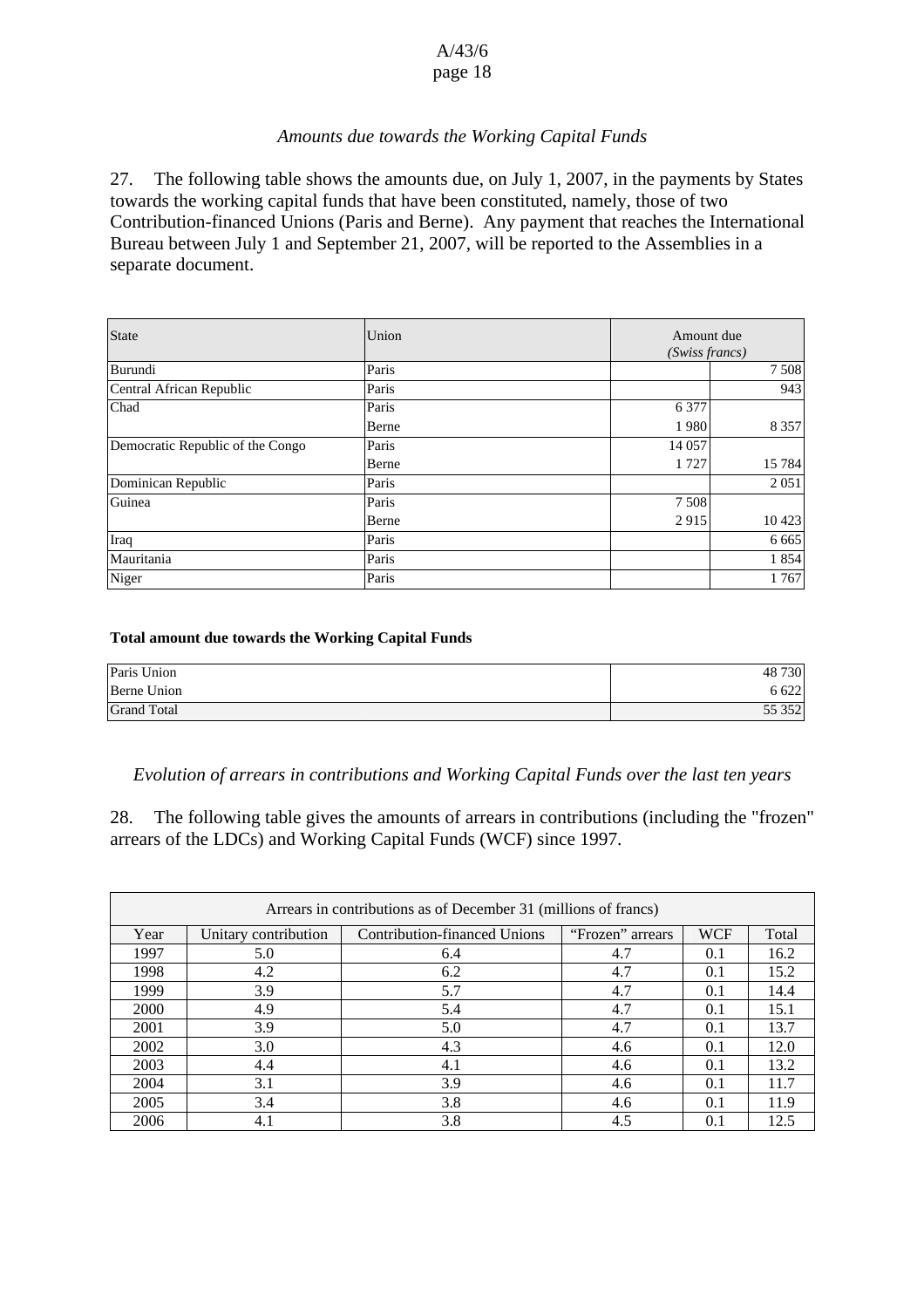*Amounts due towards the Working Capital Funds*

27. The following table shows the amounts due, on July 1, 2007, in the payments by States towards the working capital funds that have been constituted, namely, those of two Contribution-financed Unions (Paris and Berne). Any payment that reaches the International Bureau between July 1 and September 21, 2007, will be reported to the Assemblies in a separate document.

| State | Union | Amount due *(Swiss francs)* | |
|---|---|---|---|
| Burundi | Paris | | 7 508 |
| Central African Republic | Paris | | 943 |
| Chad | Paris | 6 377 | |
| | Berne | 1 980 | 8 357 |
| Democratic Republic of the Congo | Paris | 14 057 | |
| | Berne | 1 727 | 15 784 |
| Dominican Republic | Paris | | 2 051 |
| Guinea | Paris | 7 508 | |
| | Berne | 2 915 | 10 423 |
| Iraq | Paris | | 6 665 |
| Mauritania | Paris | | 1 854 |
| Niger | Paris | | 1 767 |

**Total amount due towards the Working Capital Funds**

| | |
|---|---|
| Paris Union | 48 730 |
| Berne Union | 6 622 |
| Grand Total | 55 352 |

*Evolution of arrears in contributions and Working Capital Funds over the last ten years*

28. The following table gives the amounts of arrears in contributions (including the "frozen" arrears of the LDCs) and Working Capital Funds (WCF) since 1997.

| Arrears in contributions as of December 31 (millions of francs) | | | | | |
|---|---|---|---|---|---|
| Year | Unitary contribution | Contribution-financed Unions | "Frozen" arrears | WCF | Total |
| 1997 | 5.0 | 6.4 | 4.7 | 0.1 | 16.2 |
| 1998 | 4.2 | 6.2 | 4.7 | 0.1 | 15.2 |
| 1999 | 3.9 | 5.7 | 4.7 | 0.1 | 14.4 |
| 2000 | 4.9 | 5.4 | 4.7 | 0.1 | 15.1 |
| 2001 | 3.9 | 5.0 | 4.7 | 0.1 | 13.7 |
| 2002 | 3.0 | 4.3 | 4.6 | 0.1 | 12.0 |
| 2003 | 4.4 | 4.1 | 4.6 | 0.1 | 13.2 |
| 2004 | 3.1 | 3.9 | 4.6 | 0.1 | 11.7 |
| 2005 | 3.4 | 3.8 | 4.6 | 0.1 | 11.9 |
| 2006 | 4.1 | 3.8 | 4.5 | 0.1 | 12.5 |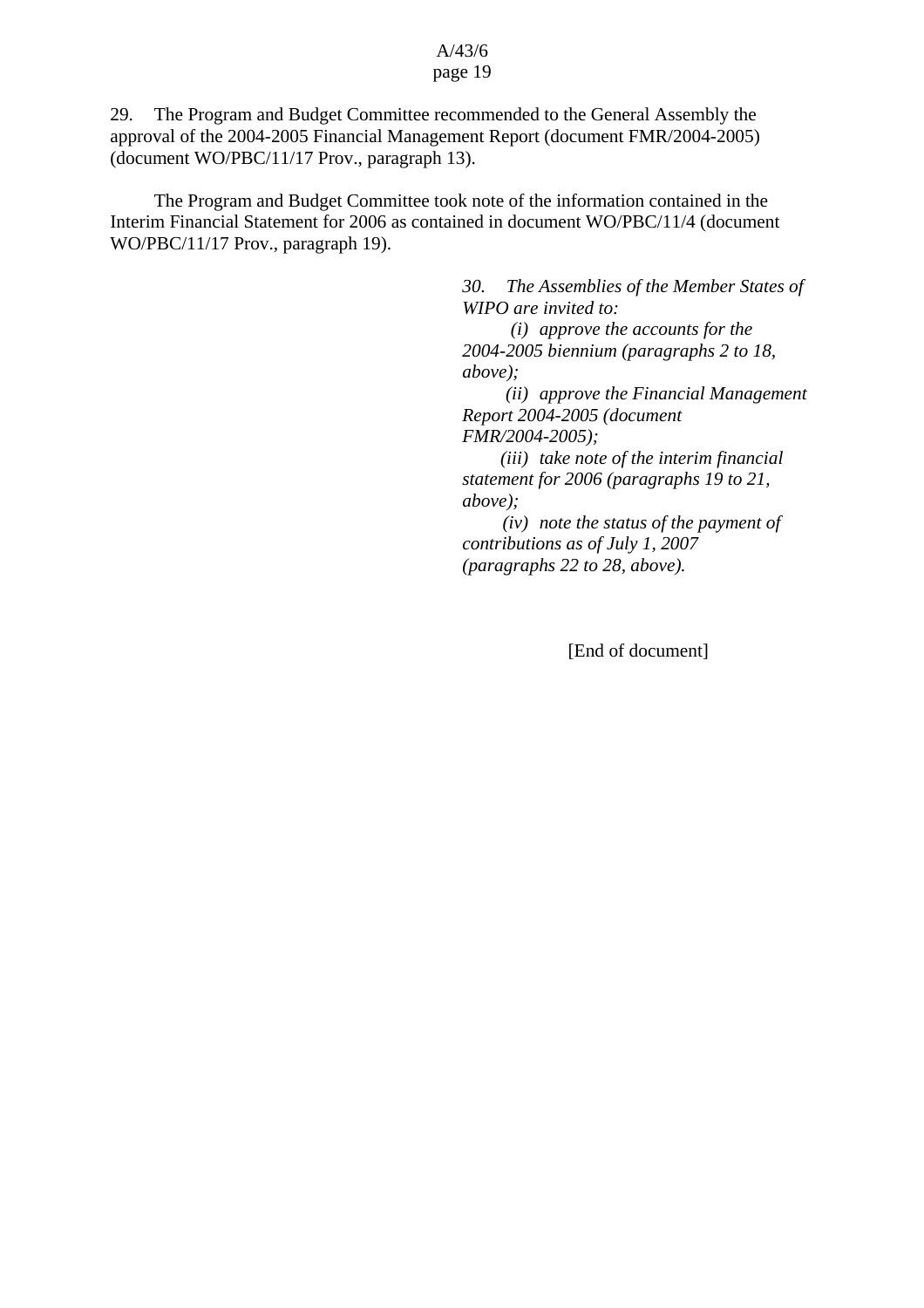29. The Program and Budget Committee recommended to the General Assembly the approval of the 2004-2005 Financial Management Report (document FMR/2004-2005) (document WO/PBC/11/17 Prov., paragraph 13).

The Program and Budget Committee took note of the information contained in the Interim Financial Statement for 2006 as contained in document WO/PBC/11/4 (document WO/PBC/11/17 Prov., paragraph 19).

*30. The Assemblies of the Member States of WIPO are invited to:*

*(i) approve the accounts for the 2004-2005 biennium (paragraphs 2 to 18, above);*

*(ii) approve the Financial Management Report 2004-2005 (document FMR/2004-2005);*

*(iii) take note of the interim financial statement for 2006 (paragraphs 19 to 21, above);*

*(iv) note the status of the payment of contributions as of July 1, 2007 (paragraphs 22 to 28, above).*

[End of document]